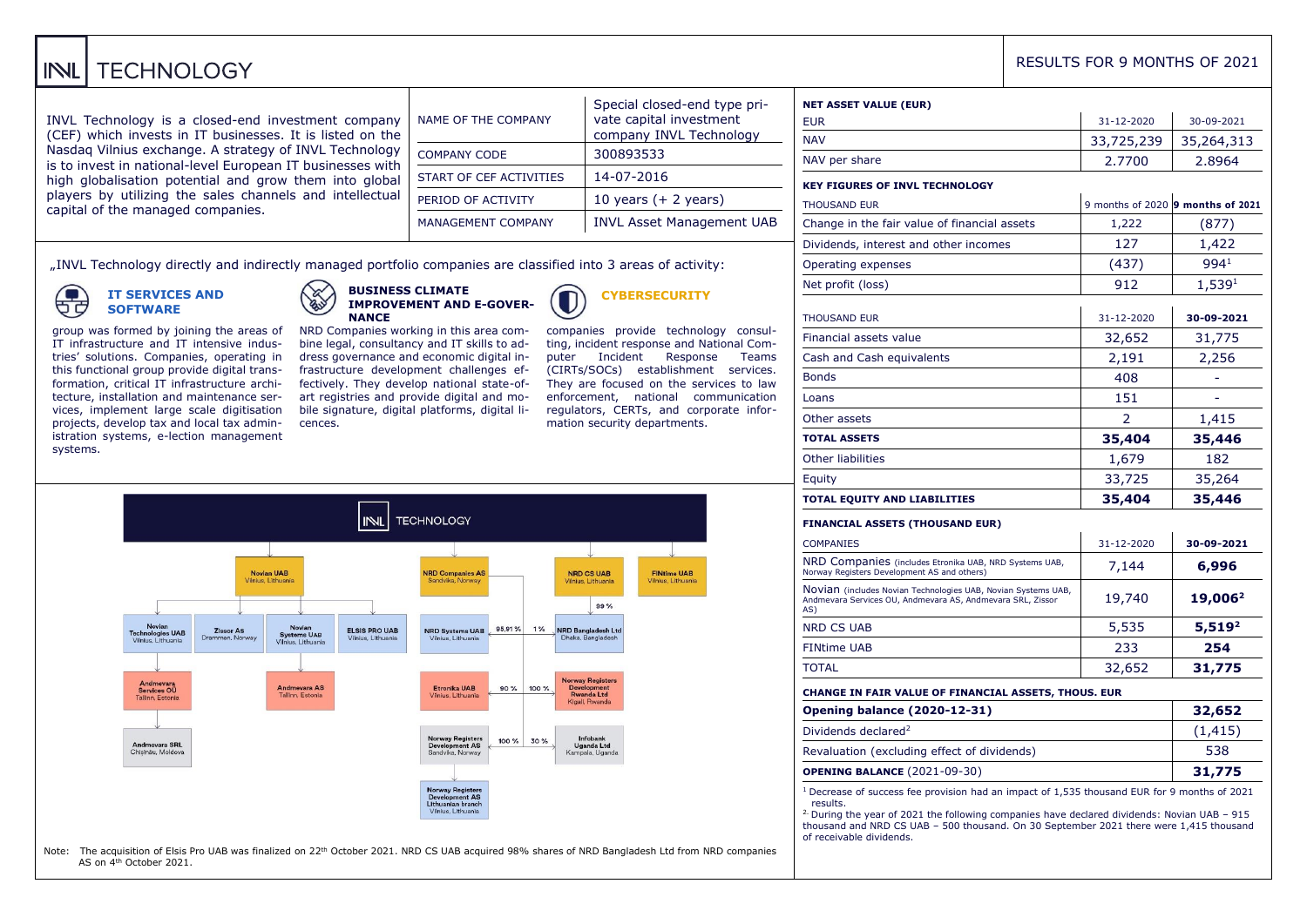# INVL TECHNOLOGY

RESULTS FOR 9 MONTHS OF 2021

INVL Technology is a closed-end investment company (CEF) which invests in IT businesses. It is listed on the Nasdaq Vilnius exchange. A strategy of INVL Technology is to invest in national-level European IT businesses with high globalisation potential and grow them into global players by utilizing the sales channels and intellectual capital of the managed companies.

| NAME OF THE COMPANY | Special closed-end type private capital investment company INVL Technology |
|---|---|
| COMPANY CODE | 300893533 |
| START OF CEF ACTIVITIES | 14-07-2016 |
| PERIOD OF ACTIVITY | 10 years (+ 2 years) |
| MANAGEMENT COMPANY | INVL Asset Management UAB |

„INVL Technology directly and indirectly managed portfolio companies are classified into 3 areas of activity:

**IT SERVICES AND SOFTWARE**

group was formed by joining the areas of IT infrastructure and IT intensive industries' solutions. Companies, operating in this functional group provide digital transformation, critical IT infrastructure architecture, installation and maintenance services, implement large scale digitisation projects, develop tax and local tax administration systems, e-lection management systems.

**BUSINESS CLIMATE IMPROVEMENT AND E-GOVERNANCE**

NRD Companies working in this area combine legal, consultancy and IT skills to address governance and economic digital infrastructure development challenges effectively. They develop national state-of-art registries and provide digital and mobile signature, digital platforms, digital licences.

**CYBERSECURITY**

companies provide technology consulting, incident response and National Computer Incident Response Teams (CIRTs/SOCs) establishment services. They are focused on the services to law enforcement, national communication regulators, CERTs, and corporate information security departments.

INVL TECHNOLOGY

- Novian UAB (Vilnius, Lithuania)
  - Novian Technologies UAB (Vilnius, Lithuania)
    - Andmevara Services OÜ (Tallinn, Estonia)
      - Andmevara SRL (Chișinău, Moldova)
  - Zissor As (Drammen, Norway)
  - Novian Systems UAB (Vilnius, Lithuania)
    - Andmevara AS (Tallinn, Estonia)
  - ELSIS PRO UAB (Vilnius, Lithuania)
- NRD Companies AS (Sandvika, Norway)
  - NRD Systems UAB (Vilnius, Lithuania) – 95.91 %
    - Etronika UAB (Vilnius, Lithuania) – 90 %
  - NRD Bangladesh Ltd (Dhaka, Bangladesh) – 1 %
  - Norway Registers Development Rwanda Ltd (Kigali, Rwanda) – 100 %
  - Norway Registers Development AS (Sandvika, Norway)
    - Norway Registers Development AS Lithuanian branch (Vilnius, Lithuania)
    - Infobank Uganda Ltd (Kampala, Uganda) – 100 % / 30 %
- NRD CS UAB (Vilnius, Lithuania)
  - NRD Bangladesh Ltd (Dhaka, Bangladesh) – 99 %
- FINtime UAB (Vilnius, Lithuania)

Note: The acquisition of Elsis Pro UAB was finalized on 22[th] October 2021. NRD CS UAB acquired 98% shares of NRD Bangladesh Ltd from NRD companies AS on 4[th] October 2021.

**NET ASSET VALUE (EUR)**

| EUR | 31-12-2020 | 30-09-2021 |
|---|---|---|
| NAV | 33,725,239 | 35,264,313 |
| NAV per share | 2.7700 | 2.8964 |

**KEY FIGURES OF INVL TECHNOLOGY**

| THOUSAND EUR | 9 months of 2020 | **9 months of 2021** |
|---|---|---|
| Change in the fair value of financial assets | 1,222 | (877) |
| Dividends, interest and other incomes | 127 | 1,422 |
| Operating expenses | (437) | 994[1] |
| Net profit (loss) | 912 | 1,539[1] |

| THOUSAND EUR | 31-12-2020 | **30-09-2021** |
|---|---|---|
| Financial assets value | 32,652 | 31,775 |
| Cash and Cash equivalents | 2,191 | 2,256 |
| Bonds | 408 | - |
| Loans | 151 | - |
| Other assets | 2 | 1,415 |
| **TOTAL ASSETS** | **35,404** | **35,446** |
| Other liabilities | 1,679 | 182 |
| Equity | 33,725 | 35,264 |
| **TOTAL EQUITY AND LIABILITIES** | **35,404** | **35,446** |

**FINANCIAL ASSETS (THOUSAND EUR)**

| COMPANIES | 31-12-2020 | **30-09-2021** |
|---|---|---|
| NRD Companies (includes Etronika UAB, NRD Systems UAB, Norway Registers Development AS and others) | 7,144 | **6,996** |
| Novian (includes Novian Technologies UAB, Novian Systems UAB, Andmevara Services OU, Andmevara AS, Andmevara SRL, Zissor AS) | 19,740 | **19,006[2]** |
| NRD CS UAB | 5,535 | **5,519[2]** |
| FINtime UAB | 233 | **254** |
| TOTAL | 32,652 | **31,775** |

**CHANGE IN FAIR VALUE OF FINANCIAL ASSETS, THOUS. EUR**

| | |
|---|---|
| **Opening balance (2020-12-31)** | **32,652** |
| Dividends declared[2] | (1,415) |
| Revaluation (excluding effect of dividends) | 538 |
| **OPENING BALANCE** (2021-09-30) | **31,775** |

[1] Decrease of success fee provision had an impact of 1,535 thousand EUR for 9 months of 2021 results.

[2] During the year of 2021 the following companies have declared dividends: Novian UAB – 915 thousand and NRD CS UAB – 500 thousand. On 30 September 2021 there were 1,415 thousand of receivable dividends.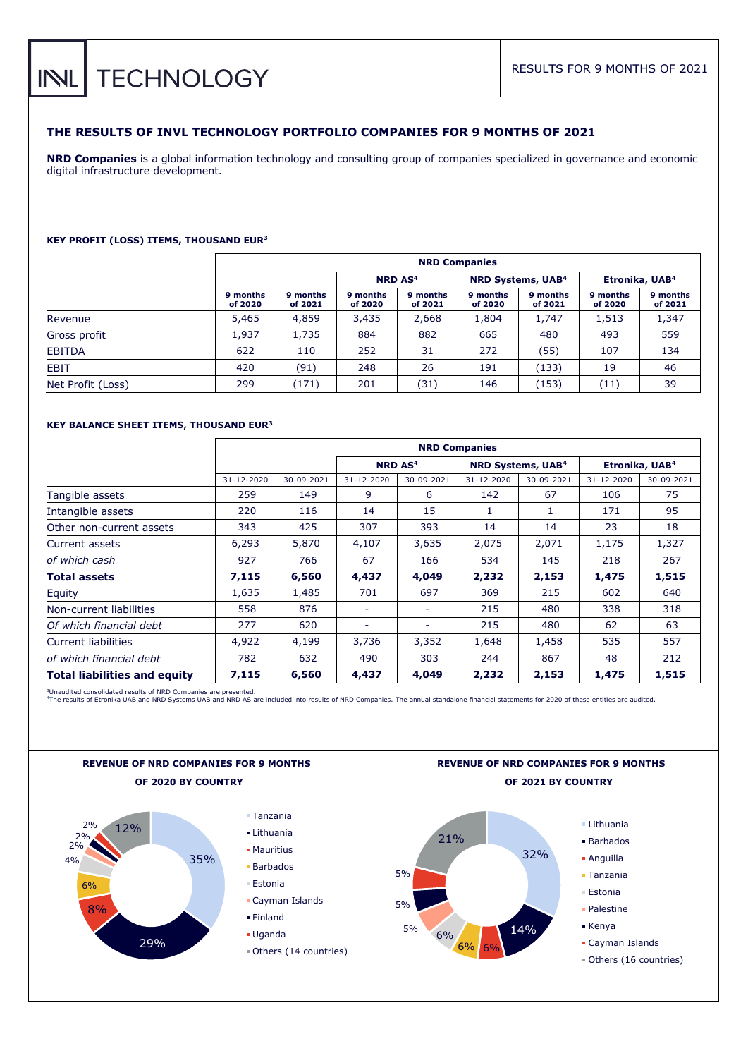INVL TECHNOLOGY

RESULTS FOR 9 MONTHS OF 2021

## THE RESULTS OF INVL TECHNOLOGY PORTFOLIO COMPANIES FOR 9 MONTHS OF 2021

**NRD Companies** is a global information technology and consulting group of companies specialized in governance and economic digital infrastructure development.

#### KEY PROFIT (LOSS) ITEMS, THOUSAND EUR[3]

| | NRD Companies | | | | | | | |
|---|---|---|---|---|---|---|---|---|
| | | | NRD AS[4] | | NRD Systems, UAB[4] | | Etronika, UAB[4] | |
| | 9 months of 2020 | 9 months of 2021 | 9 months of 2020 | 9 months of 2021 | 9 months of 2020 | 9 months of 2021 | 9 months of 2020 | 9 months of 2021 |
| Revenue | 5,465 | 4,859 | 3,435 | 2,668 | 1,804 | 1,747 | 1,513 | 1,347 |
| Gross profit | 1,937 | 1,735 | 884 | 882 | 665 | 480 | 493 | 559 |
| EBITDA | 622 | 110 | 252 | 31 | 272 | (55) | 107 | 134 |
| EBIT | 420 | (91) | 248 | 26 | 191 | (133) | 19 | 46 |
| Net Profit (Loss) | 299 | (171) | 201 | (31) | 146 | (153) | (11) | 39 |

#### KEY BALANCE SHEET ITEMS, THOUSAND EUR[3]

| | NRD Companies | | | | | | | |
|---|---|---|---|---|---|---|---|---|
| | | | NRD AS[4] | | NRD Systems, UAB[4] | | Etronika, UAB[4] | |
| | 31-12-2020 | 30-09-2021 | 31-12-2020 | 30-09-2021 | 31-12-2020 | 30-09-2021 | 31-12-2020 | 30-09-2021 |
| Tangible assets | 259 | 149 | 9 | 6 | 142 | 67 | 106 | 75 |
| Intangible assets | 220 | 116 | 14 | 15 | 1 | 1 | 171 | 95 |
| Other non-current assets | 343 | 425 | 307 | 393 | 14 | 14 | 23 | 18 |
| Current assets | 6,293 | 5,870 | 4,107 | 3,635 | 2,075 | 2,071 | 1,175 | 1,327 |
| *of which cash* | 927 | 766 | 67 | 166 | 534 | 145 | 218 | 267 |
| **Total assets** | **7,115** | **6,560** | **4,437** | **4,049** | **2,232** | **2,153** | **1,475** | **1,515** |
| Equity | 1,635 | 1,485 | 701 | 697 | 369 | 215 | 602 | 640 |
| Non-current liabilities | 558 | 876 | - | - | 215 | 480 | 338 | 318 |
| *Of which financial debt* | 277 | 620 | - | - | 215 | 480 | 62 | 63 |
| Current liabilities | 4,922 | 4,199 | 3,736 | 3,352 | 1,648 | 1,458 | 535 | 557 |
| *of which financial debt* | 782 | 632 | 490 | 303 | 244 | 867 | 48 | 212 |
| **Total liabilities and equity** | **7,115** | **6,560** | **4,437** | **4,049** | **2,232** | **2,153** | **1,475** | **1,515** |

[3]Unaudited consolidated results of NRD Companies are presented.
[4]The results of Etronika UAB and NRD Systems UAB and NRD AS are included into results of NRD Companies. The annual standalone financial statements for 2020 of these entities are audited.

#### REVENUE OF NRD COMPANIES FOR 9 MONTHS OF 2020 BY COUNTRY

| Country | Share |
|---|---|
| Tanzania | 35% |
| Lithuania | 29% |
| Mauritius | 8% |
| Barbados | 6% |
| Estonia | 4% |
| Cayman Islands | 2% |
| Finland | 2% |
| Uganda | 2% |
| Others (14 countries) | 12% |

#### REVENUE OF NRD COMPANIES FOR 9 MONTHS OF 2021 BY COUNTRY

| Country | Share |
|---|---|
| Lithuania | 32% |
| Barbados | 14% |
| Anguilla | 6% |
| Tanzania | 6% |
| Estonia | 6% |
| Palestine | 5% |
| Kenya | 5% |
| Cayman Islands | 5% |
| Others (16 countries) | 21% |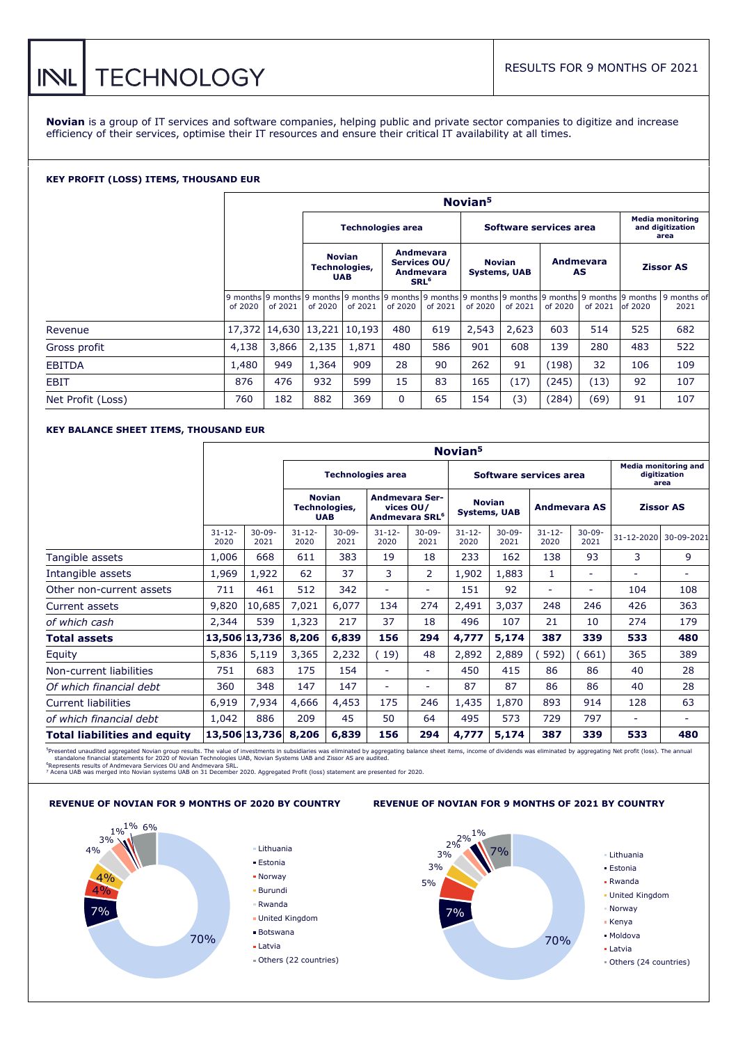# INL TECHNOLOGY

RESULTS FOR 9 MONTHS OF 2021

**Novian** is a group of IT services and software companies, helping public and private sector companies to digitize and increase efficiency of their services, optimise their IT resources and ensure their critical IT availability at all times.

## KEY PROFIT (LOSS) ITEMS, THOUSAND EUR

| | Novian[5] | | | | | | | | | | | |
|---|---|---|---|---|---|---|---|---|---|---|---|---|
| | | | Technologies area | | | | Software services area | | | | Media monitoring and digitization area | |
| | | | Novian Technologies, UAB | | Andmevara Services OU/ Andmevara SRL[6] | | Novian Systems, UAB | | Andmevara AS | | Zissor AS | |
| | 9 months of 2020 | 9 months of 2021 | 9 months of 2020 | 9 months of 2021 | 9 months of 2020 | 9 months of 2021 | 9 months of 2020 | 9 months of 2021 | 9 months of 2020 | 9 months of 2021 | 9 months of 2020 | 9 months of 2021 |
| Revenue | 17,372 | 14,630 | 13,221 | 10,193 | 480 | 619 | 2,543 | 2,623 | 603 | 514 | 525 | 682 |
| Gross profit | 4,138 | 3,866 | 2,135 | 1,871 | 480 | 586 | 901 | 608 | 139 | 280 | 483 | 522 |
| EBITDA | 1,480 | 949 | 1,364 | 909 | 28 | 90 | 262 | 91 | (198) | 32 | 106 | 109 |
| EBIT | 876 | 476 | 932 | 599 | 15 | 83 | 165 | (17) | (245) | (13) | 92 | 107 |
| Net Profit (Loss) | 760 | 182 | 882 | 369 | 0 | 65 | 154 | (3) | (284) | (69) | 91 | 107 |

## KEY BALANCE SHEET ITEMS, THOUSAND EUR

| | Novian[5] | | | | | | | | | | | |
|---|---|---|---|---|---|---|---|---|---|---|---|---|
| | | | Technologies area | | | | Software services area | | | | Media monitoring and digitization area | |
| | | | Novian Technologies, UAB | | Andmevara Services OU/ Andmevara SRL[6] | | Novian Systems, UAB | | Andmevara AS | | Zissor AS | |
| | 31-12-2020 | 30-09-2021 | 31-12-2020 | 30-09-2021 | 31-12-2020 | 30-09-2021 | 31-12-2020 | 30-09-2021 | 31-12-2020 | 30-09-2021 | 31-12-2020 | 30-09-2021 |
| Tangible assets | 1,006 | 668 | 611 | 383 | 19 | 18 | 233 | 162 | 138 | 93 | 3 | 9 |
| Intangible assets | 1,969 | 1,922 | 62 | 37 | 3 | 2 | 1,902 | 1,883 | 1 | - | - | - |
| Other non-current assets | 711 | 461 | 512 | 342 | - | - | 151 | 92 | - | - | 104 | 108 |
| Current assets | 9,820 | 10,685 | 7,021 | 6,077 | 134 | 274 | 2,491 | 3,037 | 248 | 246 | 426 | 363 |
| *of which cash* | 2,344 | 539 | 1,323 | 217 | 37 | 18 | 496 | 107 | 21 | 10 | 274 | 179 |
| **Total assets** | **13,506** | **13,736** | **8,206** | **6,839** | **156** | **294** | **4,777** | **5,174** | **387** | **339** | **533** | **480** |
| Equity | 5,836 | 5,119 | 3,365 | 2,232 | (19) | 48 | 2,892 | 2,889 | (592) | (661) | 365 | 389 |
| Non-current liabilities | 751 | 683 | 175 | 154 | - | - | 450 | 415 | 86 | 86 | 40 | 28 |
| *Of which financial debt* | 360 | 348 | 147 | 147 | - | - | 87 | 87 | 86 | 86 | 40 | 28 |
| Current liabilities | 6,919 | 7,934 | 4,666 | 4,453 | 175 | 246 | 1,435 | 1,870 | 893 | 914 | 128 | 63 |
| *of which financial debt* | 1,042 | 886 | 209 | 45 | 50 | 64 | 495 | 573 | 729 | 797 | - | - |
| **Total liabilities and equity** | **13,506** | **13,736** | **8,206** | **6,839** | **156** | **294** | **4,777** | **5,174** | **387** | **339** | **533** | **480** |

[5]Presented unaudited aggregated Novian group results. The value of investments in subsidiaries was eliminated by aggregating balance sheet items, income of dividends was eliminated by aggregating Net profit (loss). The annual standalone financial statements for 2020 of Novian Technologies UAB, Novian Systems UAB and Zissor AS are audited.
[6]Represents results of Andmevara Services OU and Andmevara SRL.
[7] Acena UAB was merged into Novian systems UAB on 31 December 2020. Aggregated Profit (loss) statement are presented for 2020.

### REVENUE OF NOVIAN FOR 9 MONTHS OF 2020 BY COUNTRY

- Lithuania 70%
- Estonia 7%
- Norway 4%
- Burundi 4%
- Rwanda 4%
- United Kingdom 3%
- Botswana 1%
- Latvia 1%
- Others (22 countries) 6%

### REVENUE OF NOVIAN FOR 9 MONTHS OF 2021 BY COUNTRY

- Lithuania 70%
- Estonia 7%
- Rwanda 5%
- United Kingdom 3%
- Norway 3%
- Kenya 2%
- Moldova 2%
- Latvia 1%
- Others (24 countries) 7%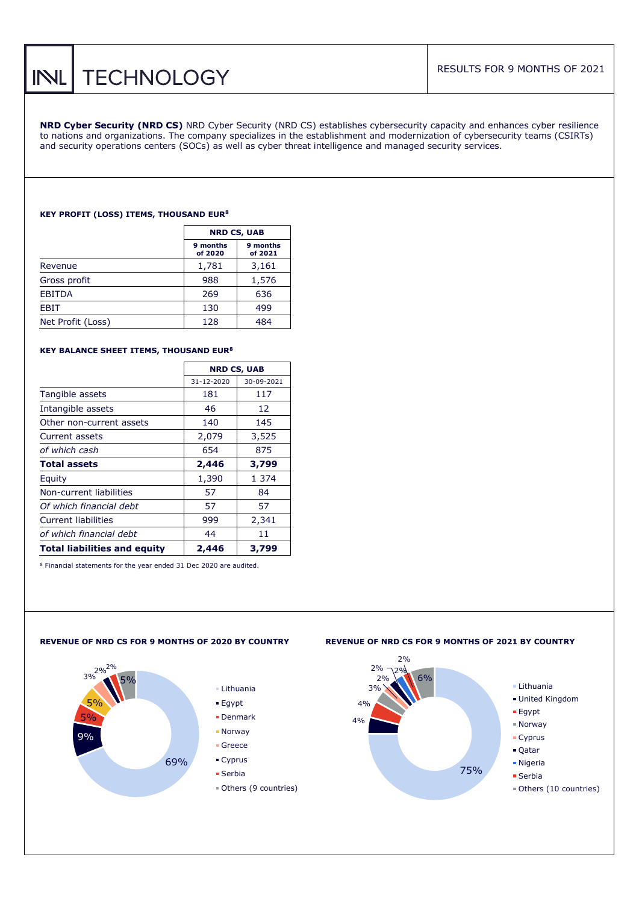# INL TECHNOLOGY

RESULTS FOR 9 MONTHS OF 2021

**NRD Cyber Security (NRD CS)** NRD Cyber Security (NRD CS) establishes cybersecurity capacity and enhances cyber resilience to nations and organizations. The company specializes in the establishment and modernization of cybersecurity teams (CSIRTs) and security operations centers (SOCs) as well as cyber threat intelligence and managed security services.

### KEY PROFIT (LOSS) ITEMS, THOUSAND EUR[8]

| | NRD CS, UAB | |
|---|---|---|
| | 9 months of 2020 | 9 months of 2021 |
| Revenue | 1,781 | 3,161 |
| Gross profit | 988 | 1,576 |
| EBITDA | 269 | 636 |
| EBIT | 130 | 499 |
| Net Profit (Loss) | 128 | 484 |

### KEY BALANCE SHEET ITEMS, THOUSAND EUR[8]

| | NRD CS, UAB | |
|---|---|---|
| | 31-12-2020 | 30-09-2021 |
| Tangible assets | 181 | 117 |
| Intangible assets | 46 | 12 |
| Other non-current assets | 140 | 145 |
| Current assets | 2,079 | 3,525 |
| *of which cash* | 654 | 875 |
| **Total assets** | **2,446** | **3,799** |
| Equity | 1,390 | 1 374 |
| Non-current liabilities | 57 | 84 |
| *Of which financial debt* | 57 | 57 |
| Current liabilities | 999 | 2,341 |
| *of which financial debt* | 44 | 11 |
| **Total liabilities and equity** | **2,446** | **3,799** |

[8] Financial statements for the year ended 31 Dec 2020 are audited.

### REVENUE OF NRD CS FOR 9 MONTHS OF 2020 BY COUNTRY

69%
9%
5%
5%
3%
2%
2%
5%

Lithuania
Egypt
Denmark
Norway
Greece
Cyprus
Serbia
Others (9 countries)

### REVENUE OF NRD CS FOR 9 MONTHS OF 2021 BY COUNTRY

75%
4%
4%
3%
2%
2%
2%
2%
6%

Lithuania
United Kingdom
Egypt
Norway
Cyprus
Qatar
Nigeria
Serbia
Others (10 countries)